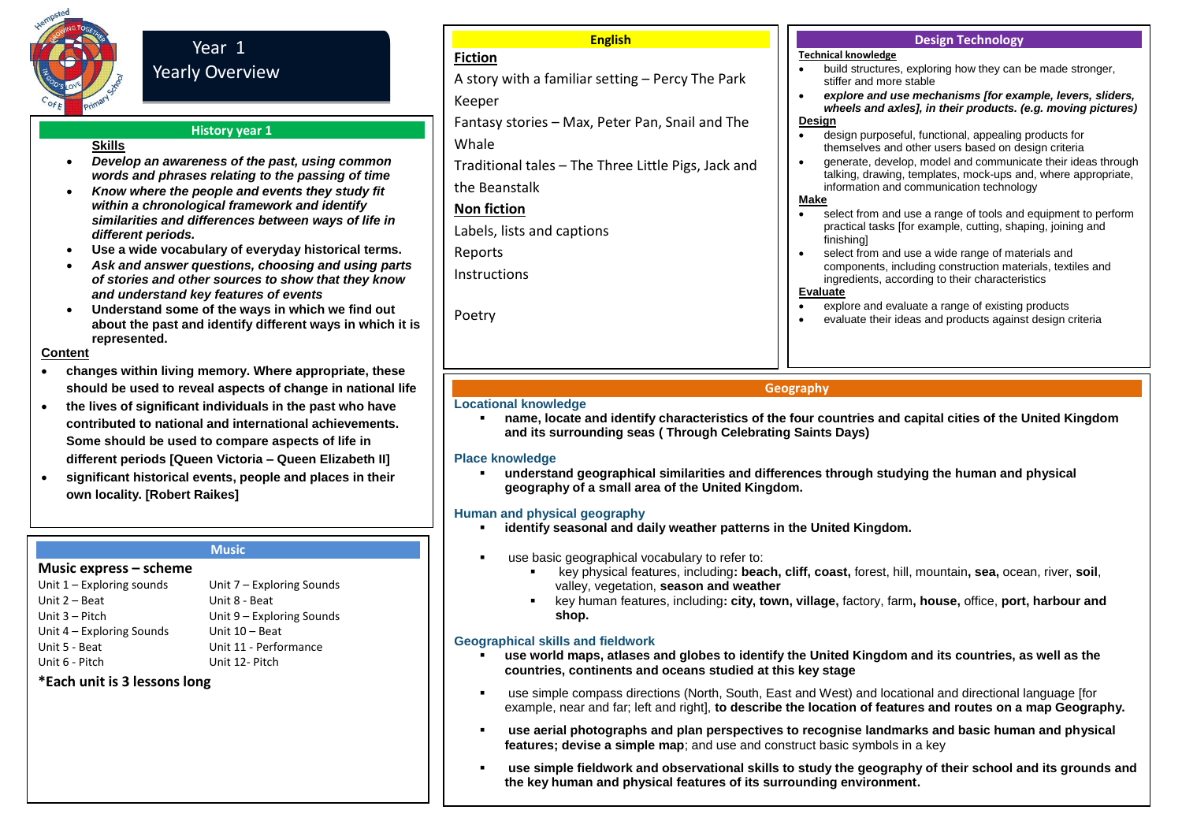# Year 1 Yearly Overview

## History year 1

**Skills**

- ***Develop an awareness of the past, using common words and phrases relating to the passing of time***
- ***Know where the people and events they study fit within a chronological framework and identify similarities and differences between ways of life in different periods.***
- **Use a wide vocabulary of everyday historical terms.**
- ***Ask and answer questions, choosing and using parts of stories and other sources to show that they know and understand key features of events***
- **Understand some of the ways in which we find out about the past and identify different ways in which it is represented.**

**Content**

- **changes within living memory. Where appropriate, these should be used to reveal aspects of change in national life**
- **the lives of significant individuals in the past who have contributed to national and international achievements. Some should be used to compare aspects of life in different periods [Queen Victoria – Queen Elizabeth II]**
- **significant historical events, people and places in their own locality. [Robert Raikes]**

## Music

**Music express – scheme**

| | |
|---|---|
| Unit 1 – Exploring sounds | Unit 7 – Exploring Sounds |
| Unit 2 – Beat | Unit 8 - Beat |
| Unit 3 – Pitch | Unit 9 – Exploring Sounds |
| Unit 4 – Exploring Sounds | Unit 10 – Beat |
| Unit 5 - Beat | Unit 11 - Performance |
| Unit 6 - Pitch | Unit 12- Pitch |

**\*Each unit is 3 lessons long**

## English

**Fiction**

A story with a familiar setting – Percy The Park Keeper

Fantasy stories – Max, Peter Pan, Snail and The Whale

Traditional tales – The Three Little Pigs, Jack and the Beanstalk

**Non fiction**

Labels, lists and captions

Reports

Instructions

Poetry

## Design Technology

**Technical knowledge**

- build structures, exploring how they can be made stronger, stiffer and more stable
- ***explore and use mechanisms [for example, levers, sliders, wheels and axles], in their products. (e.g. moving pictures)***

**Design**

- design purposeful, functional, appealing products for themselves and other users based on design criteria
- generate, develop, model and communicate their ideas through talking, drawing, templates, mock-ups and, where appropriate, information and communication technology

**Make**

- select from and use a range of tools and equipment to perform practical tasks [for example, cutting, shaping, joining and finishing]
- select from and use a wide range of materials and components, including construction materials, textiles and ingredients, according to their characteristics

**Evaluate**

- explore and evaluate a range of existing products
- evaluate their ideas and products against design criteria

## Geography

**Locational knowledge**

- **name, locate and identify characteristics of the four countries and capital cities of the United Kingdom and its surrounding seas ( Through Celebrating Saints Days)**

**Place knowledge**

- **understand geographical similarities and differences through studying the human and physical geography of a small area of the United Kingdom.**

**Human and physical geography**

- **identify seasonal and daily weather patterns in the United Kingdom.**
- use basic geographical vocabulary to refer to:
  - key physical features, including**: beach, cliff, coast,** forest, hill, mountain**, sea,** ocean, river, **soil**, valley, vegetation, **season and weather**
  - key human features, including**: city, town, village,** factory, farm**, house,** office, **port, harbour and shop.**

**Geographical skills and fieldwork**

- **use world maps, atlases and globes to identify the United Kingdom and its countries, as well as the countries, continents and oceans studied at this key stage**
- use simple compass directions (North, South, East and West) and locational and directional language [for example, near and far; left and right], **to describe the location of features and routes on a map Geography.**
- **use aerial photographs and plan perspectives to recognise landmarks and basic human and physical features; devise a simple map**; and use and construct basic symbols in a key
- **use simple fieldwork and observational skills to study the geography of their school and its grounds and the key human and physical features of its surrounding environment.**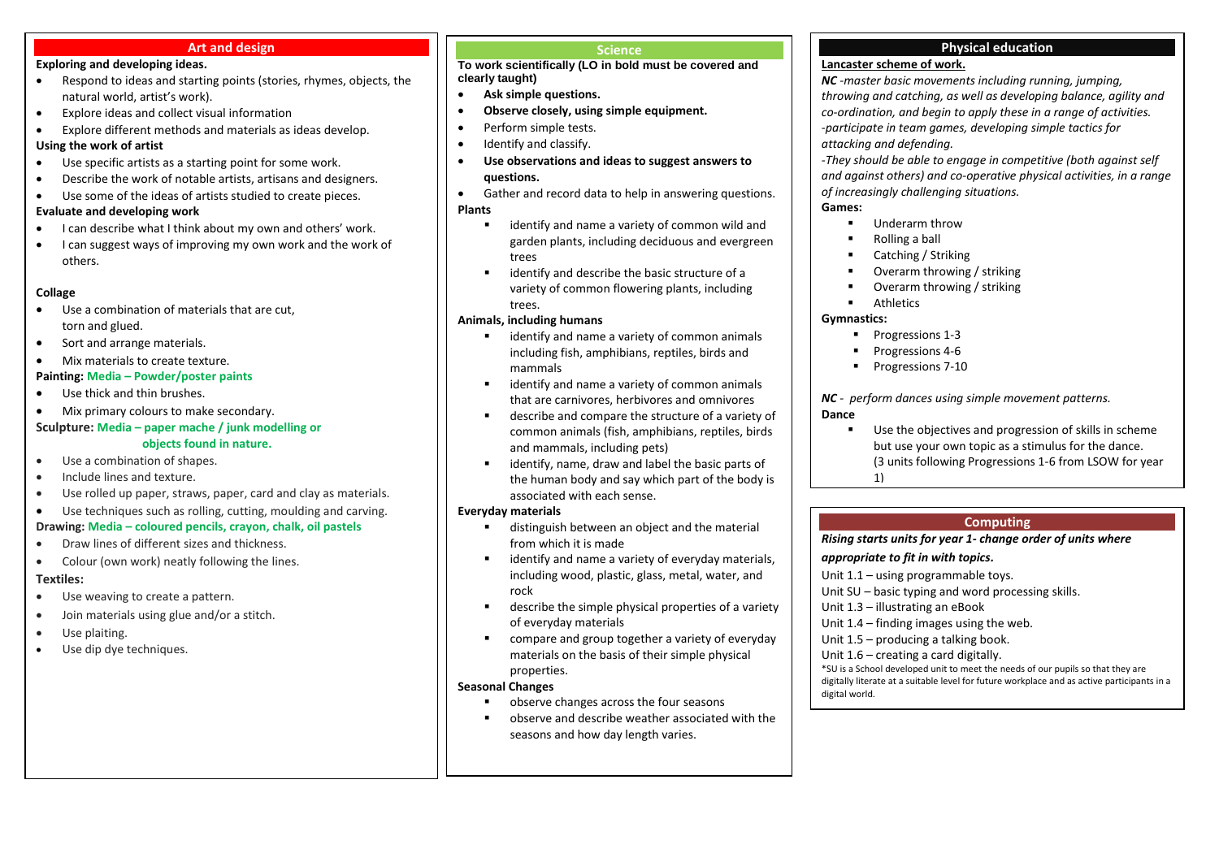## Art and design

**Exploring and developing ideas.**

- Respond to ideas and starting points (stories, rhymes, objects, the natural world, artist's work).
- Explore ideas and collect visual information
- Explore different methods and materials as ideas develop.

**Using the work of artist**

- Use specific artists as a starting point for some work.
- Describe the work of notable artists, artisans and designers.
- Use some of the ideas of artists studied to create pieces.

**Evaluate and developing work**

- I can describe what I think about my own and others' work.
- I can suggest ways of improving my own work and the work of others.

**Collage**

- Use a combination of materials that are cut, torn and glued.
- Sort and arrange materials.
- Mix materials to create texture.

**Painting: Media – Powder/poster paints**

- Use thick and thin brushes.
- Mix primary colours to make secondary.

**Sculpture: Media – paper mache / junk modelling or objects found in nature.**

- Use a combination of shapes.
- Include lines and texture.
- Use rolled up paper, straws, paper, card and clay as materials.
- Use techniques such as rolling, cutting, moulding and carving.

**Drawing: Media – coloured pencils, crayon, chalk, oil pastels**

- Draw lines of different sizes and thickness.
- Colour (own work) neatly following the lines.

**Textiles:**

- Use weaving to create a pattern.
- Join materials using glue and/or a stitch.
- Use plaiting.
- Use dip dye techniques.

## Science

**To work scientifically (LO in bold must be covered and clearly taught)**

- **Ask simple questions.**
- **Observe closely, using simple equipment.**
- Perform simple tests.
- Identify and classify.
- **Use observations and ideas to suggest answers to questions.**
- Gather and record data to help in answering questions.

**Plants**

- identify and name a variety of common wild and garden plants, including deciduous and evergreen trees
- identify and describe the basic structure of a variety of common flowering plants, including trees.

**Animals, including humans**

- identify and name a variety of common animals including fish, amphibians, reptiles, birds and mammals
- identify and name a variety of common animals that are carnivores, herbivores and omnivores
- describe and compare the structure of a variety of common animals (fish, amphibians, reptiles, birds and mammals, including pets)
- identify, name, draw and label the basic parts of the human body and say which part of the body is associated with each sense.

**Everyday materials**

- distinguish between an object and the material from which it is made
- identify and name a variety of everyday materials, including wood, plastic, glass, metal, water, and rock
- describe the simple physical properties of a variety of everyday materials
- compare and group together a variety of everyday materials on the basis of their simple physical properties.

**Seasonal Changes**

- observe changes across the four seasons
- observe and describe weather associated with the seasons and how day length varies.

## Physical education

**Lancaster scheme of work.**

***NC** -master basic movements including running, jumping, throwing and catching, as well as developing balance, agility and co-ordination, and begin to apply these in a range of activities.*
*-participate in team games, developing simple tactics for attacking and defending.*
*-They should be able to engage in competitive (both against self and against others) and co-operative physical activities, in a range of increasingly challenging situations.*

**Games:**

- Underarm throw
- Rolling a ball
- Catching / Striking
- Overarm throwing / striking
- Overarm throwing / striking
- Athletics

**Gymnastics:**

- Progressions 1-3
- Progressions 4-6
- Progressions 7-10

***NC** - perform dances using simple movement patterns.*

**Dance**

- Use the objectives and progression of skills in scheme but use your own topic as a stimulus for the dance. (3 units following Progressions 1-6 from LSOW for year 1)

## Computing

***Rising starts units for year 1- change order of units where appropriate to fit in with topics.***

Unit 1.1 – using programmable toys.
Unit SU – basic typing and word processing skills.
Unit 1.3 – illustrating an eBook
Unit 1.4 – finding images using the web.
Unit 1.5 – producing a talking book.
Unit 1.6 – creating a card digitally.

*SU is a School developed unit to meet the needs of our pupils so that they are digitally literate at a suitable level for future workplace and as active participants in a digital world.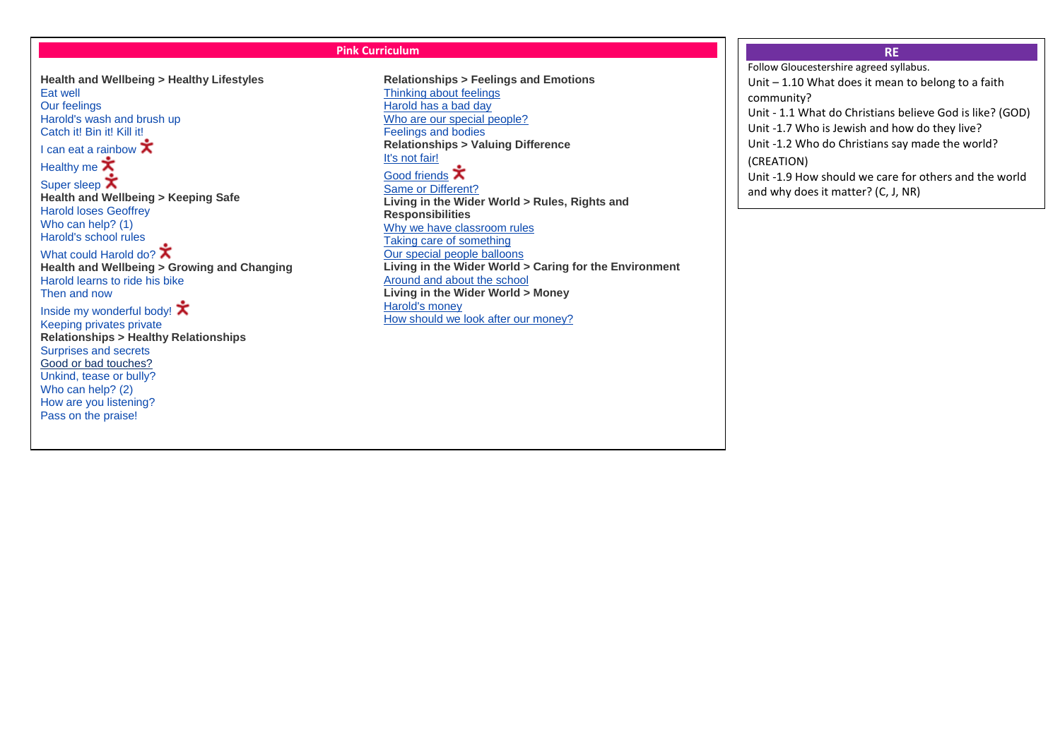## Pink Curriculum

**Health and Wellbeing > Healthy Lifestyles**
Eat well
Our feelings
Harold's wash and brush up
Catch it! Bin it! Kill it!
I can eat a rainbow
Healthy me
Super sleep

**Health and Wellbeing > Keeping Safe**
Harold loses Geoffrey
Who can help? (1)
Harold's school rules
What could Harold do?

**Health and Wellbeing > Growing and Changing**
Harold learns to ride his bike
Then and now
Inside my wonderful body!
Keeping privates private

**Relationships > Healthy Relationships**
Surprises and secrets
Good or bad touches?
Unkind, tease or bully?
Who can help? (2)
How are you listening?
Pass on the praise!

**Relationships > Feelings and Emotions**
Thinking about feelings
Harold has a bad day
Who are our special people?
Feelings and bodies

**Relationships > Valuing Difference**
It's not fair!
Good friends
Same or Different?

**Living in the Wider World > Rules, Rights and Responsibilities**
Why we have classroom rules
Taking care of something
Our special people balloons

**Living in the Wider World > Caring for the Environment**
Around and about the school

**Living in the Wider World > Money**
Harold's money
How should we look after our money?

## RE

Follow Gloucestershire agreed syllabus.

Unit – 1.10 What does it mean to belong to a faith community?
Unit - 1.1 What do Christians believe God is like? (GOD)
Unit -1.7 Who is Jewish and how do they live?
Unit -1.2 Who do Christians say made the world? (CREATION)
Unit -1.9 How should we care for others and the world and why does it matter? (C, J, NR)